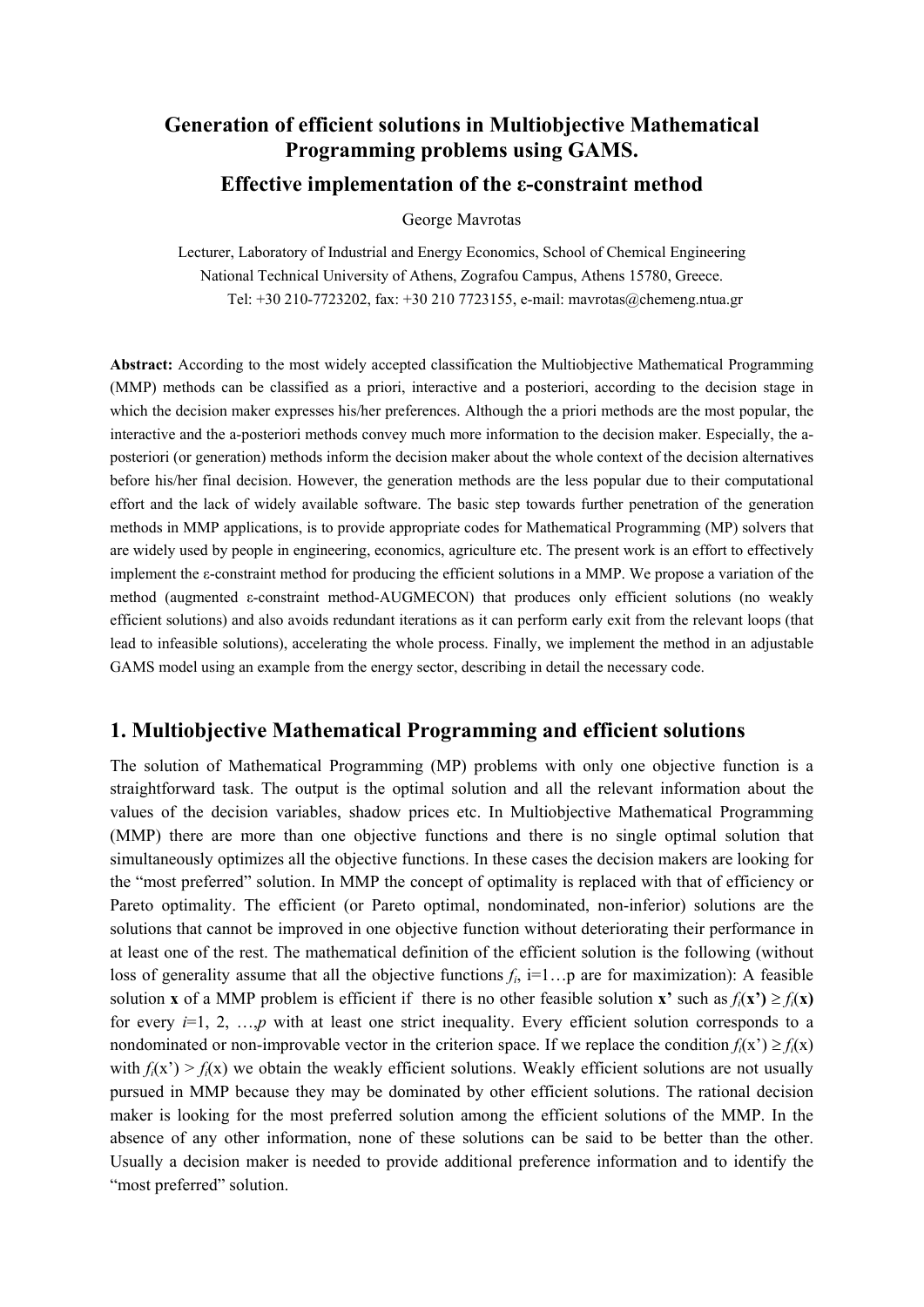# Generation of efficient solutions in Multiobjective Mathematical Programming problems using GAMS.

## Effective implementation of the ε-constraint method

George Mavrotas

Lecturer, Laboratory of Industrial and Energy Economics, School of Chemical Engineering
National Technical University of Athens, Zografou Campus, Athens 15780, Greece.
Tel: +30 210-7723202, fax: +30 210 7723155, e-mail: mavrotas@chemeng.ntua.gr

**Abstract:** According to the most widely accepted classification the Multiobjective Mathematical Programming (MMP) methods can be classified as a priori, interactive and a posteriori, according to the decision stage in which the decision maker expresses his/her preferences. Although the a priori methods are the most popular, the interactive and the a-posteriori methods convey much more information to the decision maker. Especially, the a-posteriori (or generation) methods inform the decision maker about the whole context of the decision alternatives before his/her final decision. However, the generation methods are the less popular due to their computational effort and the lack of widely available software. The basic step towards further penetration of the generation methods in MMP applications, is to provide appropriate codes for Mathematical Programming (MP) solvers that are widely used by people in engineering, economics, agriculture etc. The present work is an effort to effectively implement the ε-constraint method for producing the efficient solutions in a MMP. We propose a variation of the method (augmented ε-constraint method-AUGMECON) that produces only efficient solutions (no weakly efficient solutions) and also avoids redundant iterations as it can perform early exit from the relevant loops (that lead to infeasible solutions), accelerating the whole process. Finally, we implement the method in an adjustable GAMS model using an example from the energy sector, describing in detail the necessary code.

## 1. Multiobjective Mathematical Programming and efficient solutions

The solution of Mathematical Programming (MP) problems with only one objective function is a straightforward task. The output is the optimal solution and all the relevant information about the values of the decision variables, shadow prices etc. In Multiobjective Mathematical Programming (MMP) there are more than one objective functions and there is no single optimal solution that simultaneously optimizes all the objective functions. In these cases the decision makers are looking for the "most preferred" solution. In MMP the concept of optimality is replaced with that of efficiency or Pareto optimality. The efficient (or Pareto optimal, nondominated, non-inferior) solutions are the solutions that cannot be improved in one objective function without deteriorating their performance in at least one of the rest. The mathematical definition of the efficient solution is the following (without loss of generality assume that all the objective functions $f_i$, i=1…p are for maximization): A feasible solution **x** of a MMP problem is efficient if there is no other feasible solution **x'** such as $f_i(\mathbf{x'}) \geq f_i(\mathbf{x})$ for every $i$=1, 2, …,$p$ with at least one strict inequality. Every efficient solution corresponds to a nondominated or non-improvable vector in the criterion space. If we replace the condition $f_i(\mathrm{x'}) \geq f_i(\mathrm{x})$ with $f_i(\mathrm{x'}) > f_i(\mathrm{x})$ we obtain the weakly efficient solutions. Weakly efficient solutions are not usually pursued in MMP because they may be dominated by other efficient solutions. The rational decision maker is looking for the most preferred solution among the efficient solutions of the MMP. In the absence of any other information, none of these solutions can be said to be better than the other. Usually a decision maker is needed to provide additional preference information and to identify the "most preferred" solution.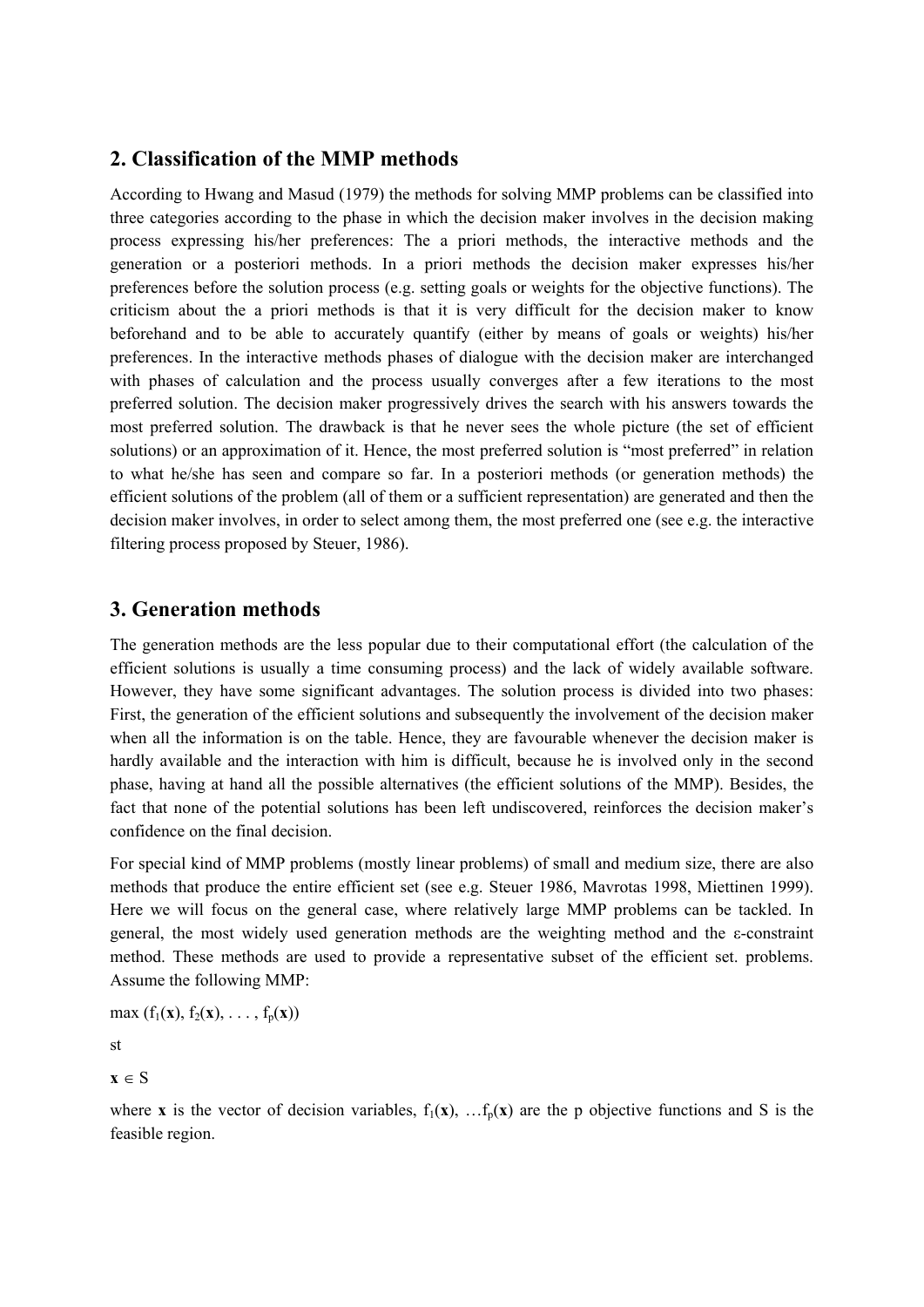## 2. Classification of the MMP methods

According to Hwang and Masud (1979) the methods for solving MMP problems can be classified into three categories according to the phase in which the decision maker involves in the decision making process expressing his/her preferences: The a priori methods, the interactive methods and the generation or a posteriori methods. In a priori methods the decision maker expresses his/her preferences before the solution process (e.g. setting goals or weights for the objective functions). The criticism about the a priori methods is that it is very difficult for the decision maker to know beforehand and to be able to accurately quantify (either by means of goals or weights) his/her preferences. In the interactive methods phases of dialogue with the decision maker are interchanged with phases of calculation and the process usually converges after a few iterations to the most preferred solution. The decision maker progressively drives the search with his answers towards the most preferred solution. The drawback is that he never sees the whole picture (the set of efficient solutions) or an approximation of it. Hence, the most preferred solution is "most preferred" in relation to what he/she has seen and compare so far. In a posteriori methods (or generation methods) the efficient solutions of the problem (all of them or a sufficient representation) are generated and then the decision maker involves, in order to select among them, the most preferred one (see e.g. the interactive filtering process proposed by Steuer, 1986).

## 3. Generation methods

The generation methods are the less popular due to their computational effort (the calculation of the efficient solutions is usually a time consuming process) and the lack of widely available software. However, they have some significant advantages. The solution process is divided into two phases: First, the generation of the efficient solutions and subsequently the involvement of the decision maker when all the information is on the table. Hence, they are favourable whenever the decision maker is hardly available and the interaction with him is difficult, because he is involved only in the second phase, having at hand all the possible alternatives (the efficient solutions of the MMP). Besides, the fact that none of the potential solutions has been left undiscovered, reinforces the decision maker's confidence on the final decision.

For special kind of MMP problems (mostly linear problems) of small and medium size, there are also methods that produce the entire efficient set (see e.g. Steuer 1986, Mavrotas 1998, Miettinen 1999). Here we will focus on the general case, where relatively large MMP problems can be tackled. In general, the most widely used generation methods are the weighting method and the ε-constraint method. These methods are used to provide a representative subset of the efficient set. problems. Assume the following MMP:

$$\max\ (f_1(\mathbf{x}), f_2(\mathbf{x}), \ldots, f_p(\mathbf{x}))$$

st

$$\mathbf{x} \in S$$

where $\mathbf{x}$ is the vector of decision variables, $f_1(\mathbf{x}), \ldots f_p(\mathbf{x})$ are the p objective functions and S is the feasible region.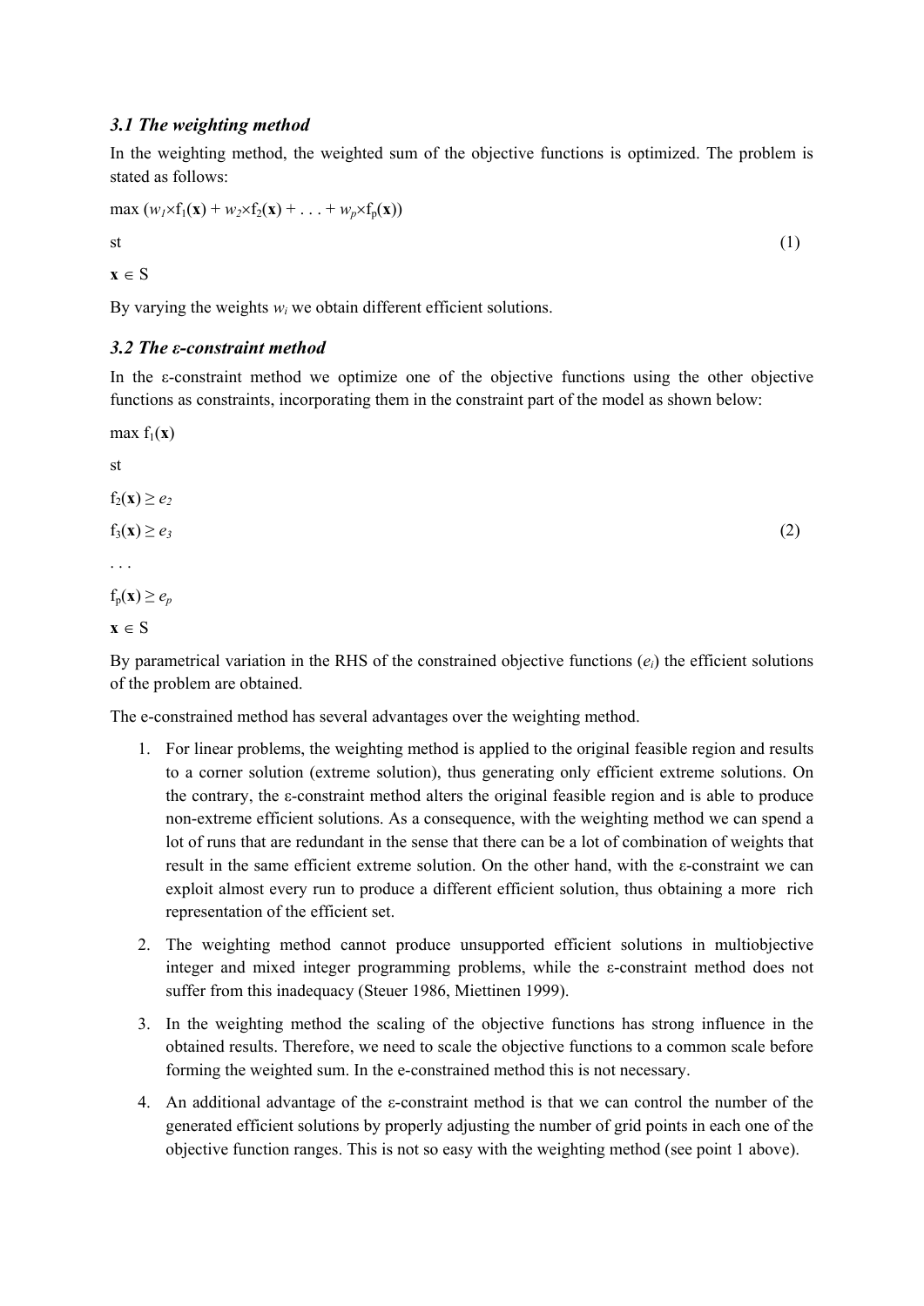### *3.1 The weighting method*

In the weighting method, the weighted sum of the objective functions is optimized. The problem is stated as follows:

$$\begin{aligned} &\max\ (w_1 \times f_1(\mathbf{x}) + w_2 \times f_2(\mathbf{x}) + \ldots + w_p \times f_p(\mathbf{x})) \\ &\text{st} \\ &\mathbf{x} \in S \end{aligned} \tag{1}$$

By varying the weights $w_i$ we obtain different efficient solutions.

### *3.2 The ε-constraint method*

In the ε-constraint method we optimize one of the objective functions using the other objective functions as constraints, incorporating them in the constraint part of the model as shown below:

$$\begin{aligned} &\max\ f_1(\mathbf{x}) \\ &\text{st} \\ &f_2(\mathbf{x}) \geq e_2 \\ &f_3(\mathbf{x}) \geq e_3 \\ &\ldots \\ &f_p(\mathbf{x}) \geq e_p \\ &\mathbf{x} \in S \end{aligned} \tag{2}$$

By parametrical variation in the RHS of the constrained objective functions ($e_i$) the efficient solutions of the problem are obtained.

The e-constrained method has several advantages over the weighting method.

1. For linear problems, the weighting method is applied to the original feasible region and results to a corner solution (extreme solution), thus generating only efficient extreme solutions. On the contrary, the ε-constraint method alters the original feasible region and is able to produce non-extreme efficient solutions. As a consequence, with the weighting method we can spend a lot of runs that are redundant in the sense that there can be a lot of combination of weights that result in the same efficient extreme solution. On the other hand, with the ε-constraint we can exploit almost every run to produce a different efficient solution, thus obtaining a more rich representation of the efficient set.
2. The weighting method cannot produce unsupported efficient solutions in multiobjective integer and mixed integer programming problems, while the ε-constraint method does not suffer from this inadequacy (Steuer 1986, Miettinen 1999).
3. In the weighting method the scaling of the objective functions has strong influence in the obtained results. Therefore, we need to scale the objective functions to a common scale before forming the weighted sum. In the e-constrained method this is not necessary.
4. An additional advantage of the ε-constraint method is that we can control the number of the generated efficient solutions by properly adjusting the number of grid points in each one of the objective function ranges. This is not so easy with the weighting method (see point 1 above).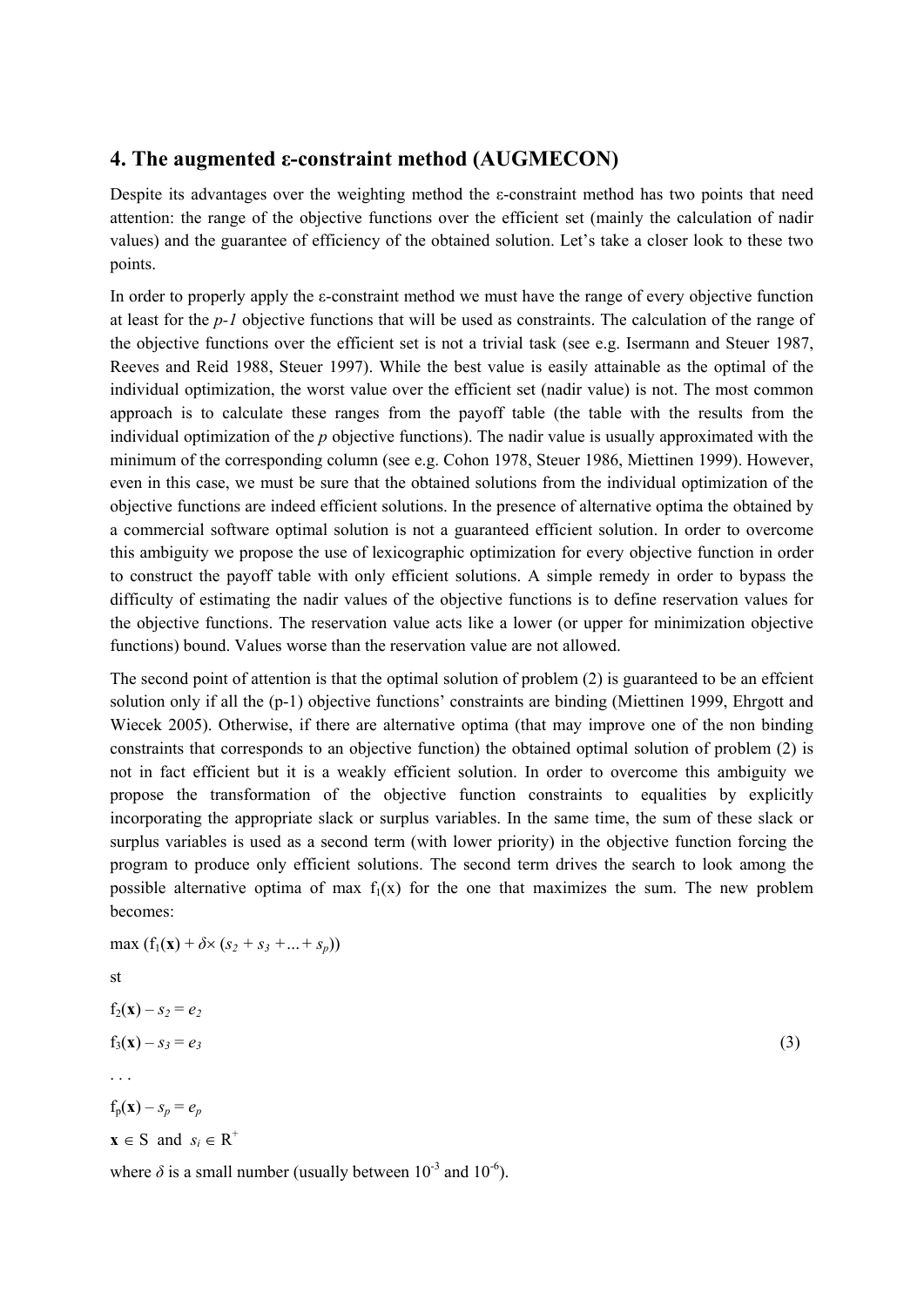## 4. The augmented ε-constraint method (AUGMECON)

Despite its advantages over the weighting method the ε-constraint method has two points that need attention: the range of the objective functions over the efficient set (mainly the calculation of nadir values) and the guarantee of efficiency of the obtained solution. Let's take a closer look to these two points.

In order to properly apply the ε-constraint method we must have the range of every objective function at least for the *p-1* objective functions that will be used as constraints. The calculation of the range of the objective functions over the efficient set is not a trivial task (see e.g. Isermann and Steuer 1987, Reeves and Reid 1988, Steuer 1997). While the best value is easily attainable as the optimal of the individual optimization, the worst value over the efficient set (nadir value) is not. The most common approach is to calculate these ranges from the payoff table (the table with the results from the individual optimization of the *p* objective functions). The nadir value is usually approximated with the minimum of the corresponding column (see e.g. Cohon 1978, Steuer 1986, Miettinen 1999). However, even in this case, we must be sure that the obtained solutions from the individual optimization of the objective functions are indeed efficient solutions. In the presence of alternative optima the obtained by a commercial software optimal solution is not a guaranteed efficient solution. In order to overcome this ambiguity we propose the use of lexicographic optimization for every objective function in order to construct the payoff table with only efficient solutions. A simple remedy in order to bypass the difficulty of estimating the nadir values of the objective functions is to define reservation values for the objective functions. The reservation value acts like a lower (or upper for minimization objective functions) bound. Values worse than the reservation value are not allowed.

The second point of attention is that the optimal solution of problem (2) is guaranteed to be an effcient solution only if all the (p-1) objective functions' constraints are binding (Miettinen 1999, Ehrgott and Wiecek 2005). Otherwise, if there are alternative optima (that may improve one of the non binding constraints that corresponds to an objective function) the obtained optimal solution of problem (2) is not in fact efficient but it is a weakly efficient solution. In order to overcome this ambiguity we propose the transformation of the objective function constraints to equalities by explicitly incorporating the appropriate slack or surplus variables. In the same time, the sum of these slack or surplus variables is used as a second term (with lower priority) in the objective function forcing the program to produce only efficient solutions. The second term drives the search to look among the possible alternative optima of max $f_1(x)$ for the one that maximizes the sum. The new problem becomes:

$$
\begin{aligned}
&\max\ (f_1(\mathbf{x}) + \delta \times (s_2 + s_3 + \ldots + s_p)) \\
&\text{st} \\
&f_2(\mathbf{x}) - s_2 = e_2 \\
&f_3(\mathbf{x}) - s_3 = e_3 \\
&\ldots \\
&f_p(\mathbf{x}) - s_p = e_p \\
&\mathbf{x} \in S \ \text{ and } \ s_i \in R^+
\end{aligned}
\tag{3}
$$

where $\delta$ is a small number (usually between $10^{-3}$ and $10^{-6}$).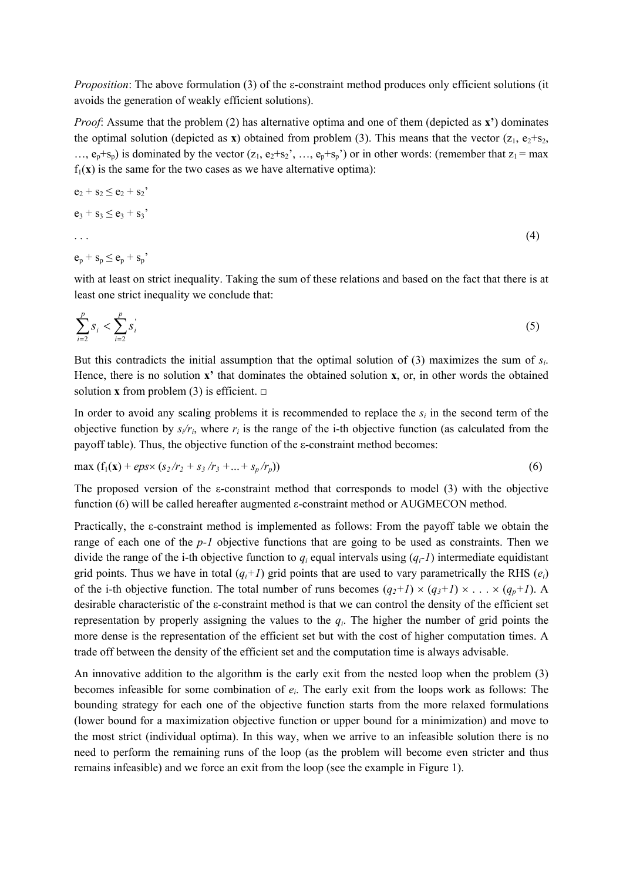*Proposition*: The above formulation (3) of the ε-constraint method produces only efficient solutions (it avoids the generation of weakly efficient solutions).

*Proof*: Assume that the problem (2) has alternative optima and one of them (depicted as **x'**) dominates the optimal solution (depicted as **x**) obtained from problem (3). This means that the vector ($z_1$, $e_2+s_2$, …, $e_p+s_p$) is dominated by the vector ($z_1$, $e_2+s_2'$, …, $e_p+s_p'$) or in other words: (remember that $z_1 = \max f_1(\mathbf{x})$ is the same for the two cases as we have alternative optima):

$$
\begin{aligned}
& e_2 + s_2 \leq e_2 + s_2' \\
& e_3 + s_3 \leq e_3 + s_3' \\
& \ldots \\
& e_p + s_p \leq e_p + s_p'
\end{aligned}
\tag{4}
$$

with at least on strict inequality. Taking the sum of these relations and based on the fact that there is at least one strict inequality we conclude that:

$$
\sum_{i=2}^{p} s_i < \sum_{i=2}^{p} s_i' \tag{5}
$$

But this contradicts the initial assumption that the optimal solution of (3) maximizes the sum of $s_i$. Hence, there is no solution **x'** that dominates the obtained solution **x**, or, in other words the obtained solution **x** from problem (3) is efficient. □

In order to avoid any scaling problems it is recommended to replace the $s_i$ in the second term of the objective function by $s_i/r_i$, where $r_i$ is the range of the i-th objective function (as calculated from the payoff table). Thus, the objective function of the ε-constraint method becomes:

$$
\max \left(f_1(\mathbf{x}) + eps \times (s_2/r_2 + s_3/r_3 + \ldots + s_p/r_p)\right) \tag{6}
$$

The proposed version of the ε-constraint method that corresponds to model (3) with the objective function (6) will be called hereafter augmented ε-constraint method or AUGMECON method.

Practically, the ε-constraint method is implemented as follows: From the payoff table we obtain the range of each one of the $p-1$ objective functions that are going to be used as constraints. Then we divide the range of the i-th objective function to $q_i$ equal intervals using $(q_i-1)$ intermediate equidistant grid points. Thus we have in total $(q_i+1)$ grid points that are used to vary parametrically the RHS ($e_i$) of the i-th objective function. The total number of runs becomes $(q_2+1) \times (q_3+1) \times \ldots \times (q_p+1)$. A desirable characteristic of the ε-constraint method is that we can control the density of the efficient set representation by properly assigning the values to the $q_i$. The higher the number of grid points the more dense is the representation of the efficient set but with the cost of higher computation times. A trade off between the density of the efficient set and the computation time is always advisable.

An innovative addition to the algorithm is the early exit from the nested loop when the problem (3) becomes infeasible for some combination of $e_i$. The early exit from the loops work as follows: The bounding strategy for each one of the objective function starts from the more relaxed formulations (lower bound for a maximization objective function or upper bound for a minimization) and move to the most strict (individual optima). In this way, when we arrive to an infeasible solution there is no need to perform the remaining runs of the loop (as the problem will become even stricter and thus remains infeasible) and we force an exit from the loop (see the example in Figure 1).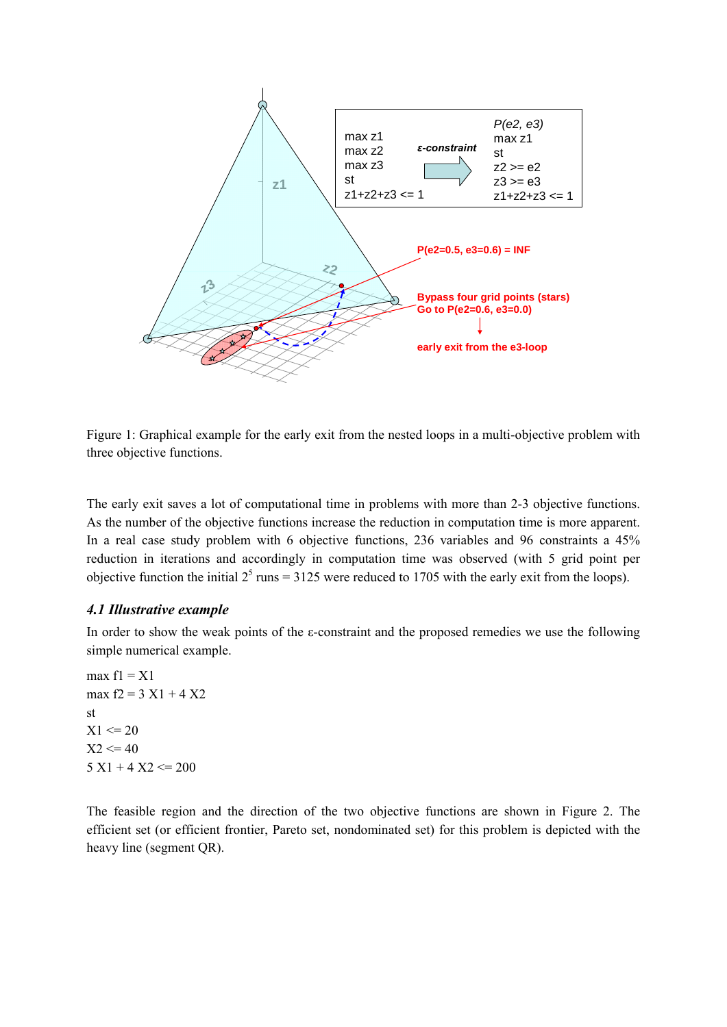Figure 1: Graphical example for the early exit from the nested loops in a multi-objective problem with three objective functions.

The early exit saves a lot of computational time in problems with more than 2-3 objective functions. As the number of the objective functions increase the reduction in computation time is more apparent. In a real case study problem with 6 objective functions, 236 variables and 96 constraints a 45% reduction in iterations and accordingly in computation time was observed (with 5 grid point per objective function the initial $2^5$ runs = 3125 were reduced to 1705 with the early exit from the loops).

### *4.1 Illustrative example*

In order to show the weak points of the ε-constraint and the proposed remedies we use the following simple numerical example.

max f1 = X1
max f2 = 3 X1 + 4 X2
st
X1 <= 20
X2 <= 40
5 X1 + 4 X2 <= 200

The feasible region and the direction of the two objective functions are shown in Figure 2. The efficient set (or efficient frontier, Pareto set, nondominated set) for this problem is depicted with the heavy line (segment QR).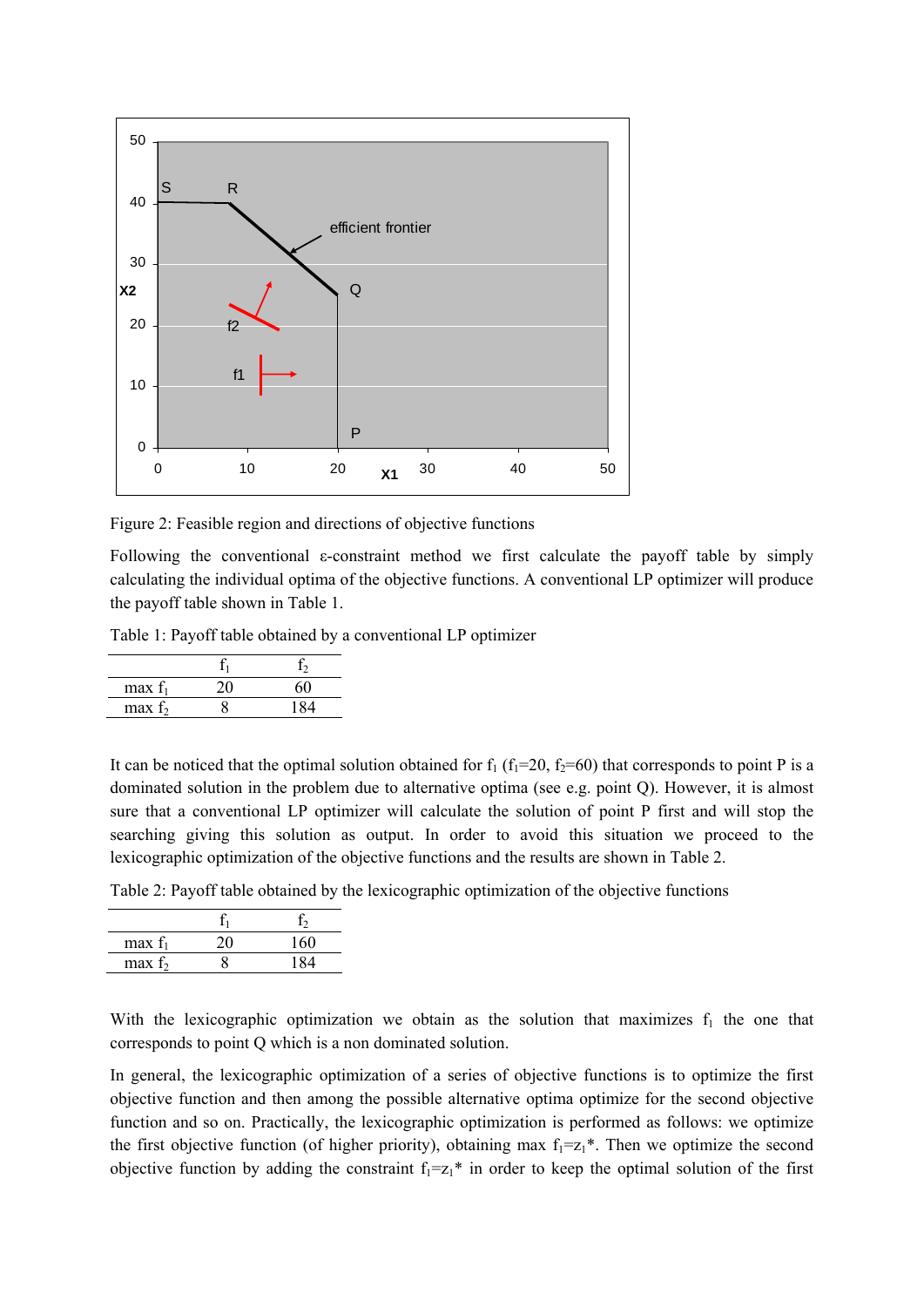Figure 2: Feasible region and directions of objective functions

Following the conventional ε-constraint method we first calculate the payoff table by simply calculating the individual optima of the objective functions. A conventional LP optimizer will produce the payoff table shown in Table 1.

Table 1: Payoff table obtained by a conventional LP optimizer

| | $f_1$ | $f_2$ |
|---|---|---|
| max $f_1$ | 20 | 60 |
| max $f_2$ | 8 | 184 |

It can be noticed that the optimal solution obtained for $f_1$ ($f_1$=20, $f_2$=60) that corresponds to point P is a dominated solution in the problem due to alternative optima (see e.g. point Q). However, it is almost sure that a conventional LP optimizer will calculate the solution of point P first and will stop the searching giving this solution as output. In order to avoid this situation we proceed to the lexicographic optimization of the objective functions and the results are shown in Table 2.

Table 2: Payoff table obtained by the lexicographic optimization of the objective functions

| | $f_1$ | $f_2$ |
|---|---|---|
| max $f_1$ | 20 | 160 |
| max $f_2$ | 8 | 184 |

With the lexicographic optimization we obtain as the solution that maximizes $f_1$ the one that corresponds to point Q which is a non dominated solution.

In general, the lexicographic optimization of a series of objective functions is to optimize the first objective function and then among the possible alternative optima optimize for the second objective function and so on. Practically, the lexicographic optimization is performed as follows: we optimize the first objective function (of higher priority), obtaining max $f_1=z_1^*$. Then we optimize the second objective function by adding the constraint $f_1=z_1^*$ in order to keep the optimal solution of the first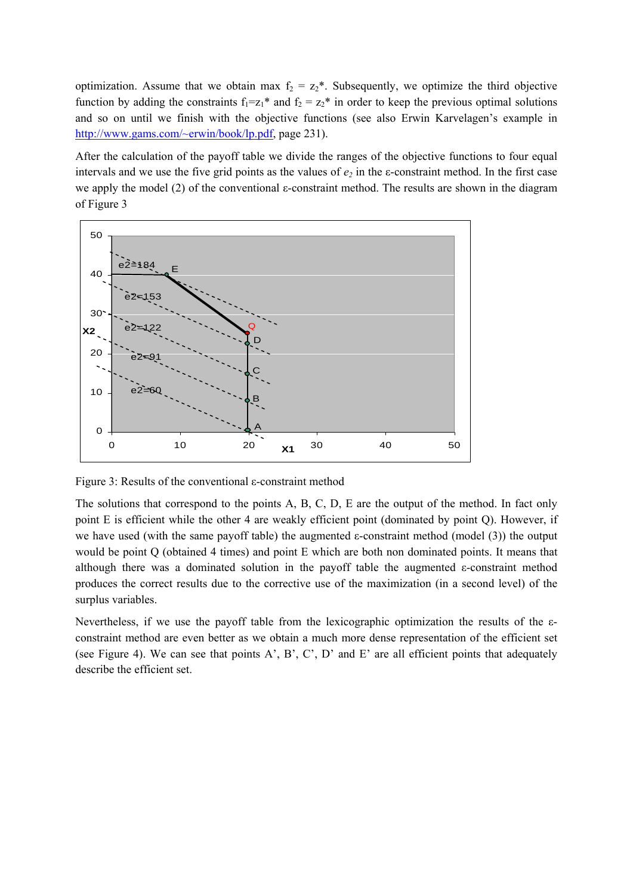optimization. Assume that we obtain max $f_2 = z_2^*$. Subsequently, we optimize the third objective function by adding the constraints $f_1=z_1^*$ and $f_2 = z_2^*$ in order to keep the previous optimal solutions and so on until we finish with the objective functions (see also Erwin Karvelagen's example in http://www.gams.com/~erwin/book/lp.pdf, page 231).

After the calculation of the payoff table we divide the ranges of the objective functions to four equal intervals and we use the five grid points as the values of $e_2$ in the ε-constraint method. In the first case we apply the model (2) of the conventional ε-constraint method. The results are shown in the diagram of Figure 3

Figure 3: Results of the conventional ε-constraint method

The solutions that correspond to the points A, B, C, D, E are the output of the method. In fact only point E is efficient while the other 4 are weakly efficient point (dominated by point Q). However, if we have used (with the same payoff table) the augmented ε-constraint method (model (3)) the output would be point Q (obtained 4 times) and point E which are both non dominated points. It means that although there was a dominated solution in the payoff table the augmented ε-constraint method produces the correct results due to the corrective use of the maximization (in a second level) of the surplus variables.

Nevertheless, if we use the payoff table from the lexicographic optimization the results of the ε-constraint method are even better as we obtain a much more dense representation of the efficient set (see Figure 4). We can see that points A', B', C', D' and E' are all efficient points that adequately describe the efficient set.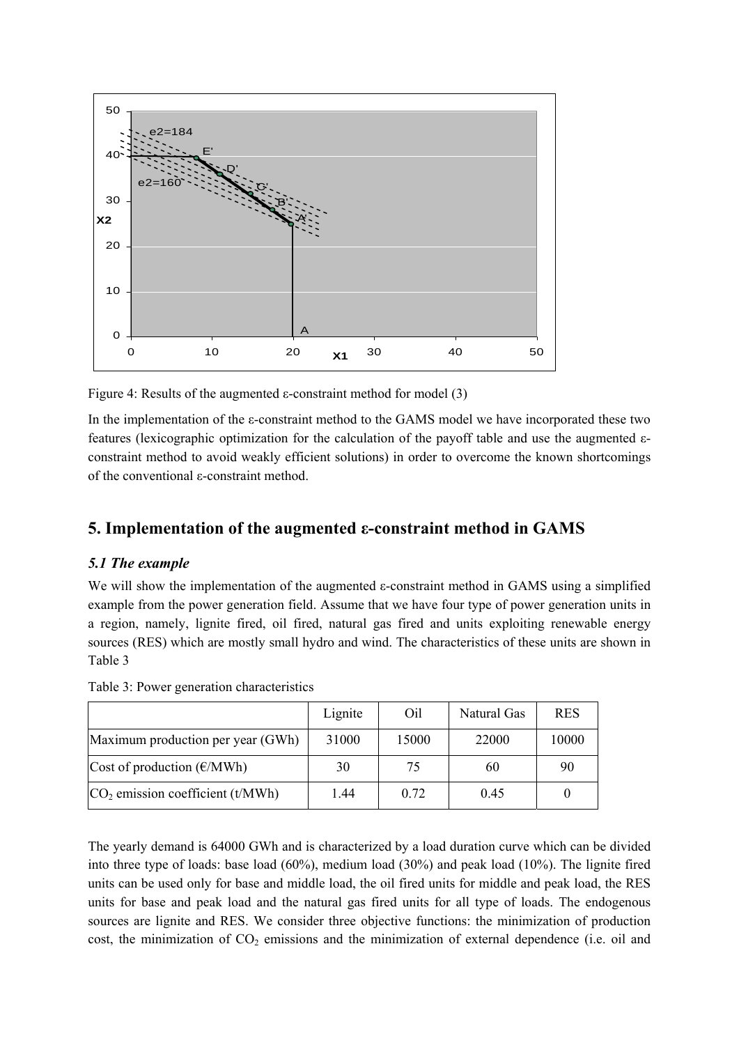Figure 4: Results of the augmented ε-constraint method for model (3)

In the implementation of the ε-constraint method to the GAMS model we have incorporated these two features (lexicographic optimization for the calculation of the payoff table and use the augmented ε-constraint method to avoid weakly efficient solutions) in order to overcome the known shortcomings of the conventional ε-constraint method.

## 5. Implementation of the augmented ε-constraint method in GAMS

### *5.1 The example*

We will show the implementation of the augmented ε-constraint method in GAMS using a simplified example from the power generation field. Assume that we have four type of power generation units in a region, namely, lignite fired, oil fired, natural gas fired and units exploiting renewable energy sources (RES) which are mostly small hydro and wind. The characteristics of these units are shown in Table 3

Table 3: Power generation characteristics

| | Lignite | Oil | Natural Gas | RES |
|---|---|---|---|---|
| Maximum production per year (GWh) | 31000 | 15000 | 22000 | 10000 |
| Cost of production (€/MWh) | 30 | 75 | 60 | 90 |
| $CO_2$ emission coefficient (t/MWh) | 1.44 | 0.72 | 0.45 | 0 |

The yearly demand is 64000 GWh and is characterized by a load duration curve which can be divided into three type of loads: base load (60%), medium load (30%) and peak load (10%). The lignite fired units can be used only for base and middle load, the oil fired units for middle and peak load, the RES units for base and peak load and the natural gas fired units for all type of loads. The endogenous sources are lignite and RES. We consider three objective functions: the minimization of production cost, the minimization of $CO_2$ emissions and the minimization of external dependence (i.e. oil and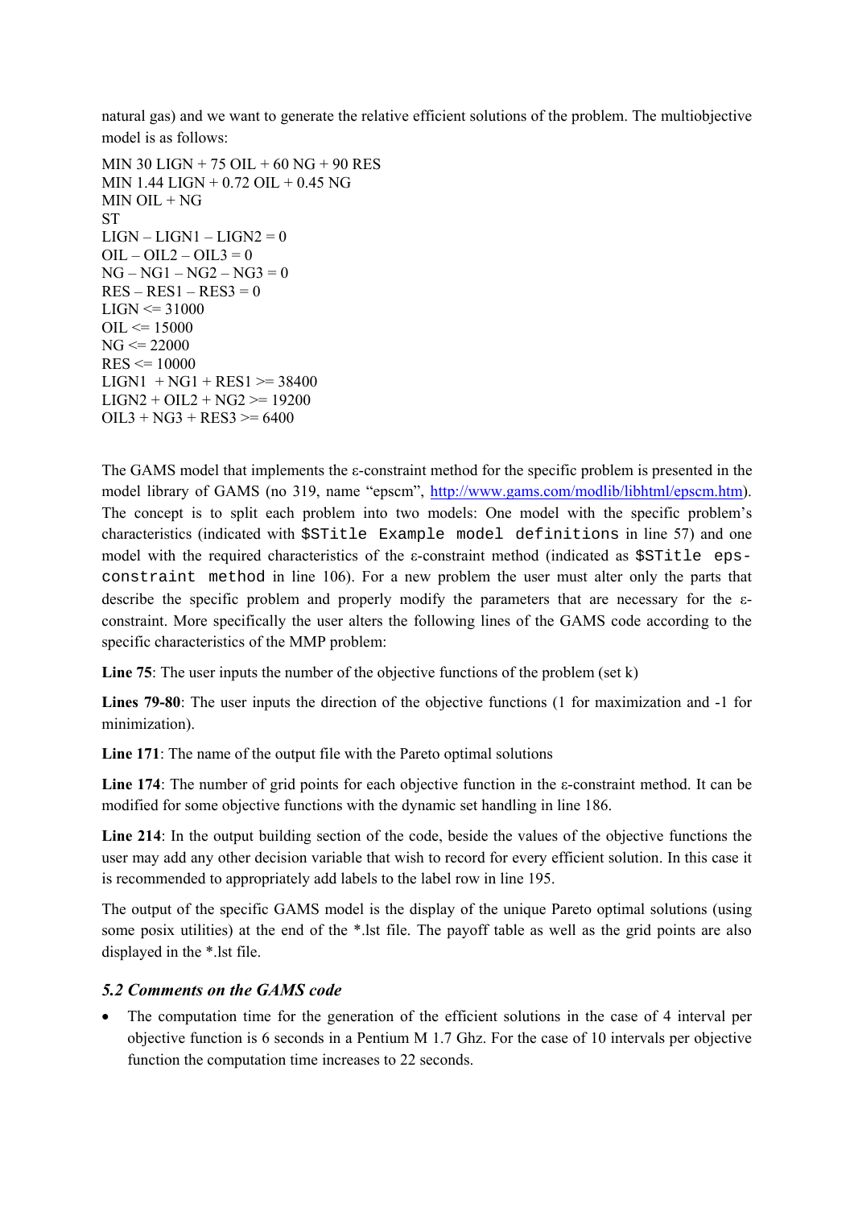natural gas) and we want to generate the relative efficient solutions of the problem. The multiobjective model is as follows:

```
MIN 30 LIGN + 75 OIL + 60 NG + 90 RES
MIN 1.44 LIGN + 0.72 OIL + 0.45 NG
MIN OIL + NG
ST
LIGN – LIGN1 – LIGN2 = 0
OIL – OIL2 – OIL3 = 0
NG – NG1 – NG2 – NG3 = 0
RES – RES1 – RES3 = 0
LIGN <= 31000
OIL <= 15000
NG <= 22000
RES <= 10000
LIGN1  + NG1 + RES1 >= 38400
LIGN2 + OIL2 + NG2 >= 19200
OIL3 + NG3 + RES3 >= 6400
```

The GAMS model that implements the ε-constraint method for the specific problem is presented in the model library of GAMS (no 319, name "epscm", http://www.gams.com/modlib/libhtml/epscm.htm). The concept is to split each problem into two models: One model with the specific problem's characteristics (indicated with `$STitle Example model definitions` in line 57) and one model with the required characteristics of the ε-constraint method (indicated as `$STitle eps-constraint method` in line 106). For a new problem the user must alter only the parts that describe the specific problem and properly modify the parameters that are necessary for the ε-constraint. More specifically the user alters the following lines of the GAMS code according to the specific characteristics of the MMP problem:

**Line 75**: The user inputs the number of the objective functions of the problem (set k)

**Lines 79-80**: The user inputs the direction of the objective functions (1 for maximization and -1 for minimization).

**Line 171**: The name of the output file with the Pareto optimal solutions

**Line 174**: The number of grid points for each objective function in the ε-constraint method. It can be modified for some objective functions with the dynamic set handling in line 186.

**Line 214**: In the output building section of the code, beside the values of the objective functions the user may add any other decision variable that wish to record for every efficient solution. In this case it is recommended to appropriately add labels to the label row in line 195.

The output of the specific GAMS model is the display of the unique Pareto optimal solutions (using some posix utilities) at the end of the *.lst file. The payoff table as well as the grid points are also displayed in the *.lst file.

### *5.2 Comments on the GAMS code*

- The computation time for the generation of the efficient solutions in the case of 4 interval per objective function is 6 seconds in a Pentium M 1.7 Ghz. For the case of 10 intervals per objective function the computation time increases to 22 seconds.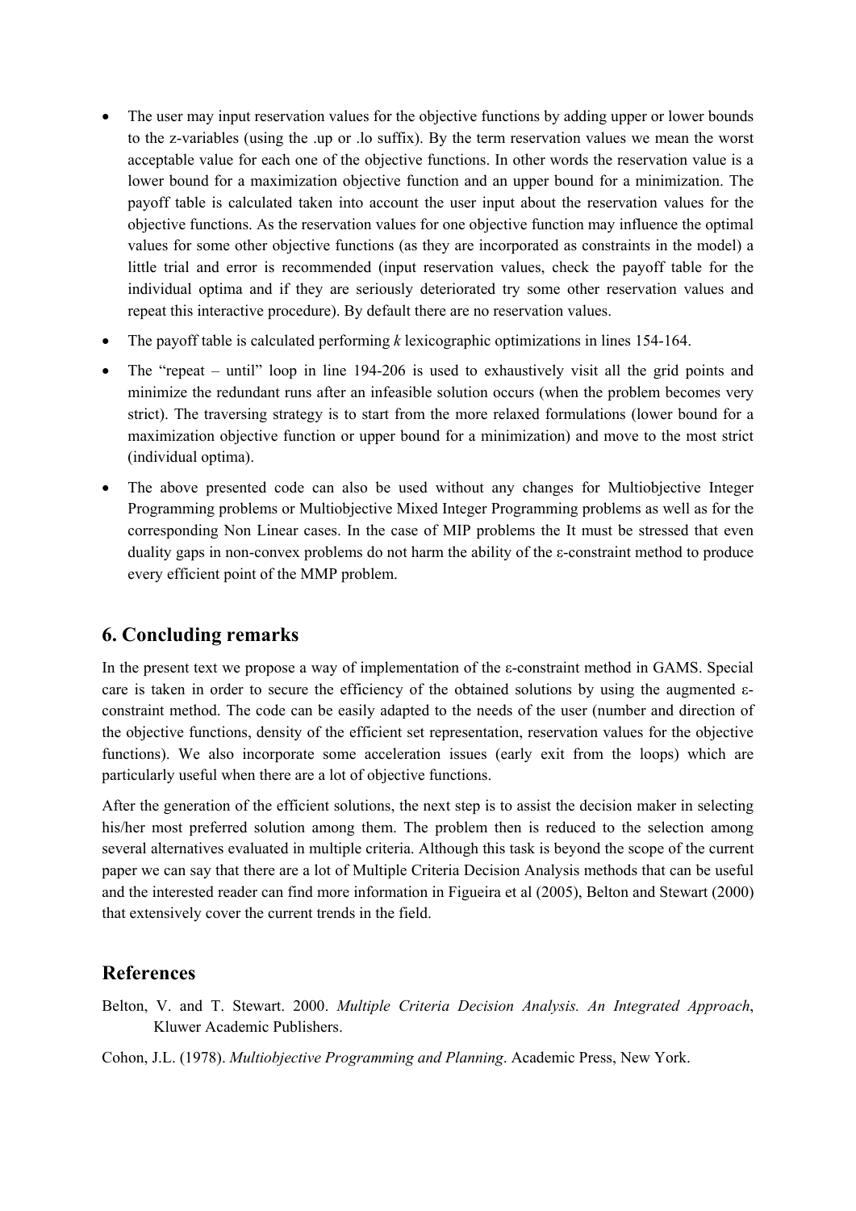- The user may input reservation values for the objective functions by adding upper or lower bounds to the z-variables (using the .up or .lo suffix). By the term reservation values we mean the worst acceptable value for each one of the objective functions. In other words the reservation value is a lower bound for a maximization objective function and an upper bound for a minimization. The payoff table is calculated taken into account the user input about the reservation values for the objective functions. As the reservation values for one objective function may influence the optimal values for some other objective functions (as they are incorporated as constraints in the model) a little trial and error is recommended (input reservation values, check the payoff table for the individual optima and if they are seriously deteriorated try some other reservation values and repeat this interactive procedure). By default there are no reservation values.
- The payoff table is calculated performing *k* lexicographic optimizations in lines 154-164.
- The "repeat – until" loop in line 194-206 is used to exhaustively visit all the grid points and minimize the redundant runs after an infeasible solution occurs (when the problem becomes very strict). The traversing strategy is to start from the more relaxed formulations (lower bound for a maximization objective function or upper bound for a minimization) and move to the most strict (individual optima).
- The above presented code can also be used without any changes for Multiobjective Integer Programming problems or Multiobjective Mixed Integer Programming problems as well as for the corresponding Non Linear cases. In the case of MIP problems the It must be stressed that even duality gaps in non-convex problems do not harm the ability of the ε-constraint method to produce every efficient point of the MMP problem.

## 6. Concluding remarks

In the present text we propose a way of implementation of the ε-constraint method in GAMS. Special care is taken in order to secure the efficiency of the obtained solutions by using the augmented ε-constraint method. The code can be easily adapted to the needs of the user (number and direction of the objective functions, density of the efficient set representation, reservation values for the objective functions). We also incorporate some acceleration issues (early exit from the loops) which are particularly useful when there are a lot of objective functions.

After the generation of the efficient solutions, the next step is to assist the decision maker in selecting his/her most preferred solution among them. The problem then is reduced to the selection among several alternatives evaluated in multiple criteria. Although this task is beyond the scope of the current paper we can say that there are a lot of Multiple Criteria Decision Analysis methods that can be useful and the interested reader can find more information in Figueira et al (2005), Belton and Stewart (2000) that extensively cover the current trends in the field.

## References

Belton, V. and T. Stewart. 2000. *Multiple Criteria Decision Analysis. An Integrated Approach*, Kluwer Academic Publishers.

Cohon, J.L. (1978). *Multiobjective Programming and Planning*. Academic Press, New York.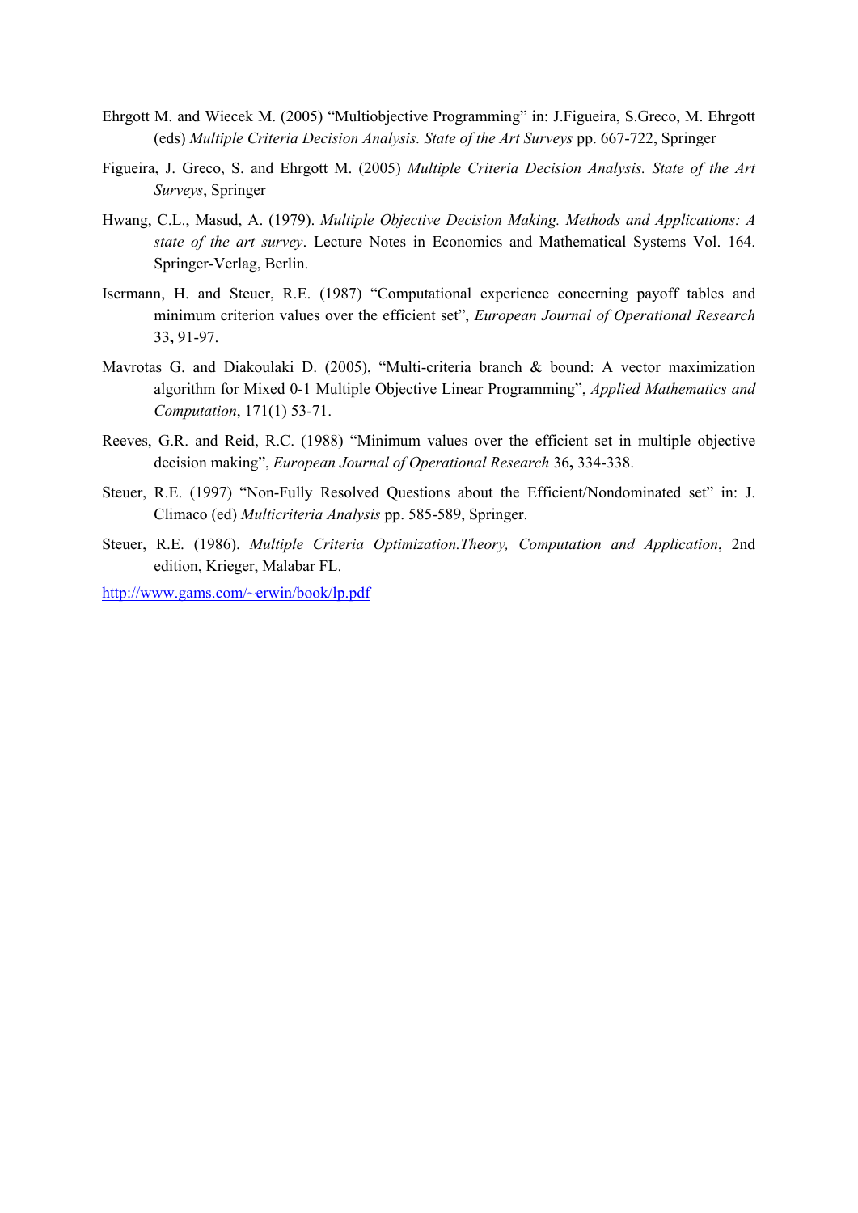Ehrgott M. and Wiecek M. (2005) "Multiobjective Programming" in: J.Figueira, S.Greco, M. Ehrgott (eds) *Multiple Criteria Decision Analysis. State of the Art Surveys* pp. 667-722, Springer

Figueira, J. Greco, S. and Ehrgott M. (2005) *Multiple Criteria Decision Analysis. State of the Art Surveys*, Springer

Hwang, C.L., Masud, A. (1979). *Multiple Objective Decision Making. Methods and Applications: A state of the art survey*. Lecture Notes in Economics and Mathematical Systems Vol. 164. Springer-Verlag, Berlin.

Isermann, H. and Steuer, R.E. (1987) "Computational experience concerning payoff tables and minimum criterion values over the efficient set", *European Journal of Operational Research* 33**,** 91-97.

Mavrotas G. and Diakoulaki D. (2005), "Multi-criteria branch & bound: A vector maximization algorithm for Mixed 0-1 Multiple Objective Linear Programming", *Applied Mathematics and Computation*, 171(1) 53-71.

Reeves, G.R. and Reid, R.C. (1988) "Minimum values over the efficient set in multiple objective decision making", *European Journal of Operational Research* 36**,** 334-338.

Steuer, R.E. (1997) "Non-Fully Resolved Questions about the Efficient/Nondominated set" in: J. Climaco (ed) *Multicriteria Analysis* pp. 585-589, Springer.

Steuer, R.E. (1986). *Multiple Criteria Optimization.Theory, Computation and Application*, 2nd edition, Krieger, Malabar FL.

http://www.gams.com/~erwin/book/lp.pdf